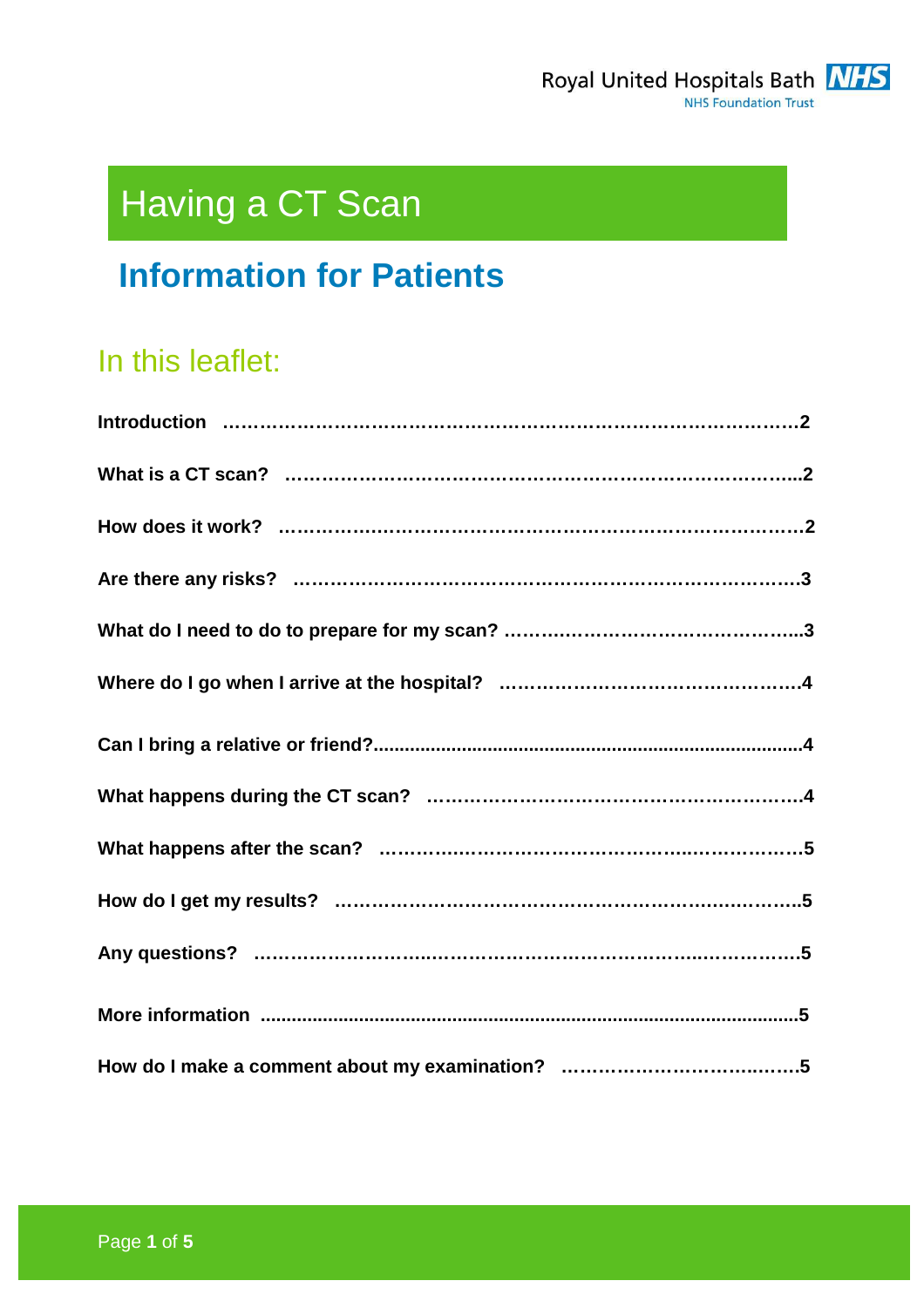Royal United Hospitals Bath NHS Foundation Trust

# Having a CT Scan

## Information for Patients

### In this leaflet:

**Introduction ……………………………………………………………………………2**

**What is a CT scan? ………………………………………………………………...2**

**How does it work? ……………………………………………………………………2**

**Are there any risks? ………………………………………………………………….3**

**What do I need to do to prepare for my scan? ………………………………………...3**

**Where do I go when I arrive at the hospital? ……………………………………….4**

**Can I bring a relative or friend?..................................................................................4**

**What happens during the CT scan? …………………………………………………..4**

**What happens after the scan? …………………………………………………………5**

**How do I get my results? ……………………………………………………………..5**

**Any questions? ………………………………………………………………………5**

**More information ......................................................................................................5**

**How do I make a comment about my examination? ……………………………….5**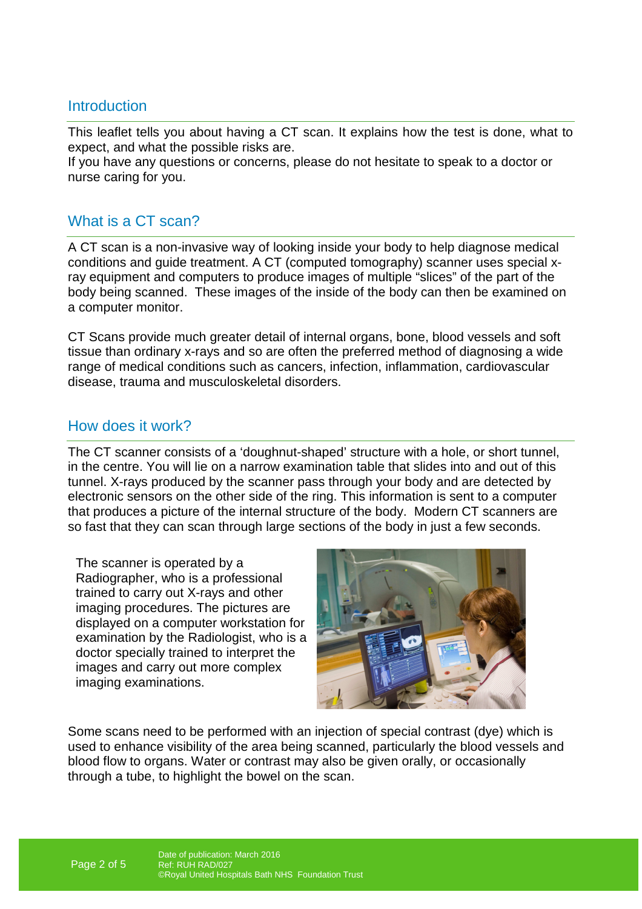## Introduction

This leaflet tells you about having a CT scan. It explains how the test is done, what to expect, and what the possible risks are.
If you have any questions or concerns, please do not hesitate to speak to a doctor or nurse caring for you.

## What is a CT scan?

A CT scan is a non-invasive way of looking inside your body to help diagnose medical conditions and guide treatment. A CT (computed tomography) scanner uses special x-ray equipment and computers to produce images of multiple “slices” of the part of the body being scanned. These images of the inside of the body can then be examined on a computer monitor.

CT Scans provide much greater detail of internal organs, bone, blood vessels and soft tissue than ordinary x-rays and so are often the preferred method of diagnosing a wide range of medical conditions such as cancers, infection, inflammation, cardiovascular disease, trauma and musculoskeletal disorders.

## How does it work?

The CT scanner consists of a ‘doughnut-shaped’ structure with a hole, or short tunnel, in the centre. You will lie on a narrow examination table that slides into and out of this tunnel. X-rays produced by the scanner pass through your body and are detected by electronic sensors on the other side of the ring. This information is sent to a computer that produces a picture of the internal structure of the body. Modern CT scanners are so fast that they can scan through large sections of the body in just a few seconds.

The scanner is operated by a Radiographer, who is a professional trained to carry out X-rays and other imaging procedures. The pictures are displayed on a computer workstation for examination by the Radiologist, who is a doctor specially trained to interpret the images and carry out more complex imaging examinations.

Some scans need to be performed with an injection of special contrast (dye) which is used to enhance visibility of the area being scanned, particularly the blood vessels and blood flow to organs. Water or contrast may also be given orally, or occasionally through a tube, to highlight the bowel on the scan.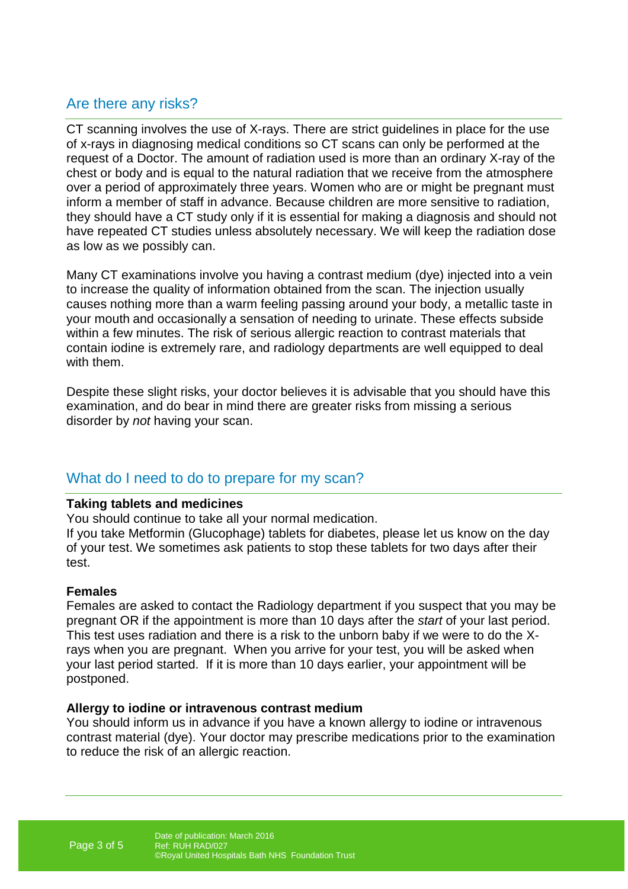## Are there any risks?

CT scanning involves the use of X-rays. There are strict guidelines in place for the use of x-rays in diagnosing medical conditions so CT scans can only be performed at the request of a Doctor. The amount of radiation used is more than an ordinary X-ray of the chest or body and is equal to the natural radiation that we receive from the atmosphere over a period of approximately three years. Women who are or might be pregnant must inform a member of staff in advance. Because children are more sensitive to radiation, they should have a CT study only if it is essential for making a diagnosis and should not have repeated CT studies unless absolutely necessary. We will keep the radiation dose as low as we possibly can.

Many CT examinations involve you having a contrast medium (dye) injected into a vein to increase the quality of information obtained from the scan. The injection usually causes nothing more than a warm feeling passing around your body, a metallic taste in your mouth and occasionally a sensation of needing to urinate. These effects subside within a few minutes. The risk of serious allergic reaction to contrast materials that contain iodine is extremely rare, and radiology departments are well equipped to deal with them.

Despite these slight risks, your doctor believes it is advisable that you should have this examination, and do bear in mind there are greater risks from missing a serious disorder by *not* having your scan.

## What do I need to do to prepare for my scan?

**Taking tablets and medicines**

You should continue to take all your normal medication.
If you take Metformin (Glucophage) tablets for diabetes, please let us know on the day of your test. We sometimes ask patients to stop these tablets for two days after their test.

**Females**

Females are asked to contact the Radiology department if you suspect that you may be pregnant OR if the appointment is more than 10 days after the *start* of your last period. This test uses radiation and there is a risk to the unborn baby if we were to do the X-rays when you are pregnant. When you arrive for your test, you will be asked when your last period started. If it is more than 10 days earlier, your appointment will be postponed.

**Allergy to iodine or intravenous contrast medium**

You should inform us in advance if you have a known allergy to iodine or intravenous contrast material (dye). Your doctor may prescribe medications prior to the examination to reduce the risk of an allergic reaction.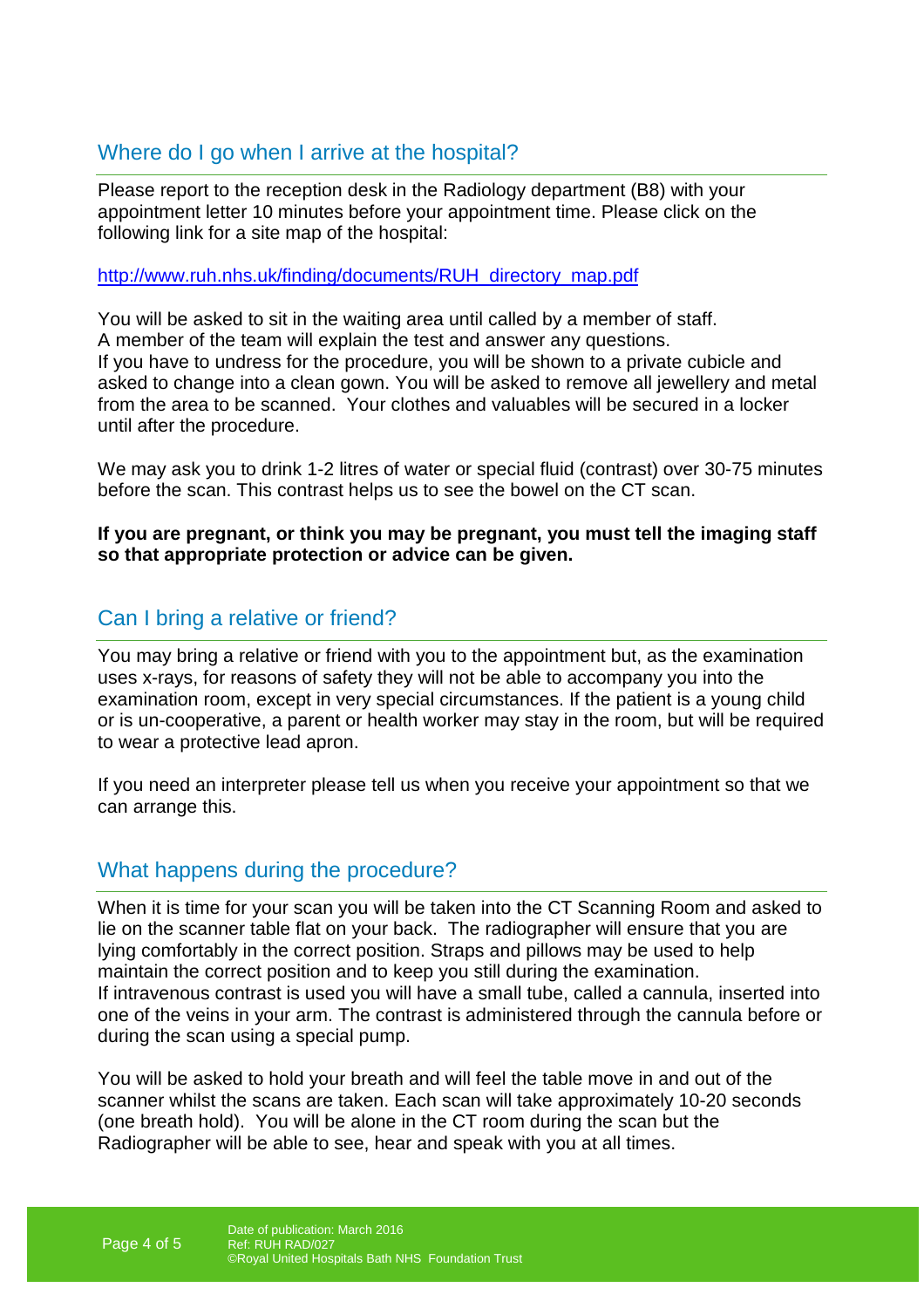## Where do I go when I arrive at the hospital?

Please report to the reception desk in the Radiology department (B8) with your appointment letter 10 minutes before your appointment time. Please click on the following link for a site map of the hospital:

http://www.ruh.nhs.uk/finding/documents/RUH_directory_map.pdf

You will be asked to sit in the waiting area until called by a member of staff.
A member of the team will explain the test and answer any questions.
If you have to undress for the procedure, you will be shown to a private cubicle and asked to change into a clean gown. You will be asked to remove all jewellery and metal from the area to be scanned. Your clothes and valuables will be secured in a locker until after the procedure.

We may ask you to drink 1-2 litres of water or special fluid (contrast) over 30-75 minutes before the scan. This contrast helps us to see the bowel on the CT scan.

**If you are pregnant, or think you may be pregnant, you must tell the imaging staff so that appropriate protection or advice can be given.**

## Can I bring a relative or friend?

You may bring a relative or friend with you to the appointment but, as the examination uses x-rays, for reasons of safety they will not be able to accompany you into the examination room, except in very special circumstances. If the patient is a young child or is un-cooperative, a parent or health worker may stay in the room, but will be required to wear a protective lead apron.

If you need an interpreter please tell us when you receive your appointment so that we can arrange this.

## What happens during the procedure?

When it is time for your scan you will be taken into the CT Scanning Room and asked to lie on the scanner table flat on your back. The radiographer will ensure that you are lying comfortably in the correct position. Straps and pillows may be used to help maintain the correct position and to keep you still during the examination.
If intravenous contrast is used you will have a small tube, called a cannula, inserted into one of the veins in your arm. The contrast is administered through the cannula before or during the scan using a special pump.

You will be asked to hold your breath and will feel the table move in and out of the scanner whilst the scans are taken. Each scan will take approximately 10-20 seconds (one breath hold). You will be alone in the CT room during the scan but the Radiographer will be able to see, hear and speak with you at all times.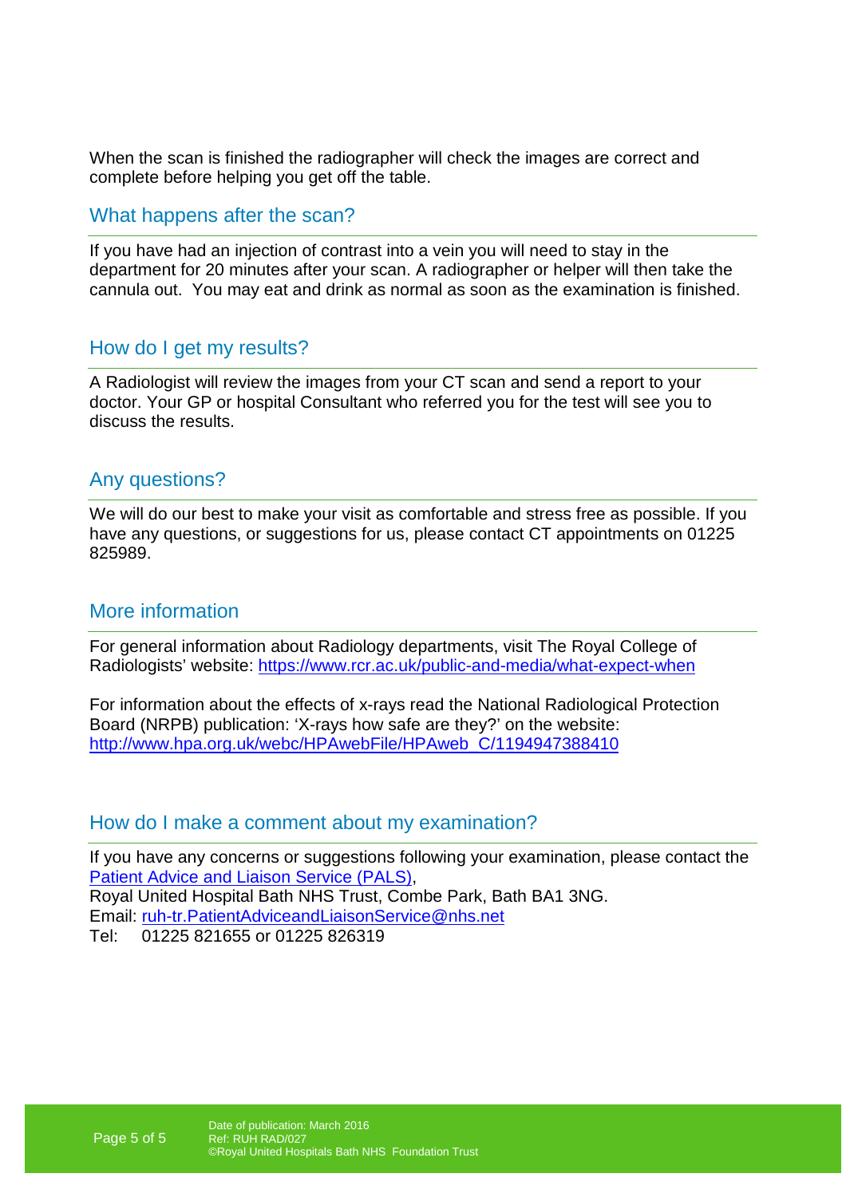When the scan is finished the radiographer will check the images are correct and complete before helping you get off the table.

## What happens after the scan?

If you have had an injection of contrast into a vein you will need to stay in the department for 20 minutes after your scan. A radiographer or helper will then take the cannula out. You may eat and drink as normal as soon as the examination is finished.

## How do I get my results?

A Radiologist will review the images from your CT scan and send a report to your doctor. Your GP or hospital Consultant who referred you for the test will see you to discuss the results.

## Any questions?

We will do our best to make your visit as comfortable and stress free as possible. If you have any questions, or suggestions for us, please contact CT appointments on 01225 825989.

## More information

For general information about Radiology departments, visit The Royal College of Radiologists' website: [https://www.rcr.ac.uk/public-and-media/what-expect-when](https://www.rcr.ac.uk/public-and-media/what-expect-when)

For information about the effects of x-rays read the National Radiological Protection Board (NRPB) publication: 'X-rays how safe are they?' on the website: [http://www.hpa.org.uk/webc/HPAwebFile/HPAweb_C/1194947388410](http://www.hpa.org.uk/webc/HPAwebFile/HPAweb_C/1194947388410)

## How do I make a comment about my examination?

If you have any concerns or suggestions following your examination, please contact the Patient Advice and Liaison Service (PALS),
Royal United Hospital Bath NHS Trust, Combe Park, Bath BA1 3NG.
Email: ruh-tr.PatientAdviceandLiaisonService@nhs.net
Tel: 01225 821655 or 01225 826319

Date of publication: March 2016
Ref: RUH RAD/027
©Royal United Hospitals Bath NHS Foundation Trust